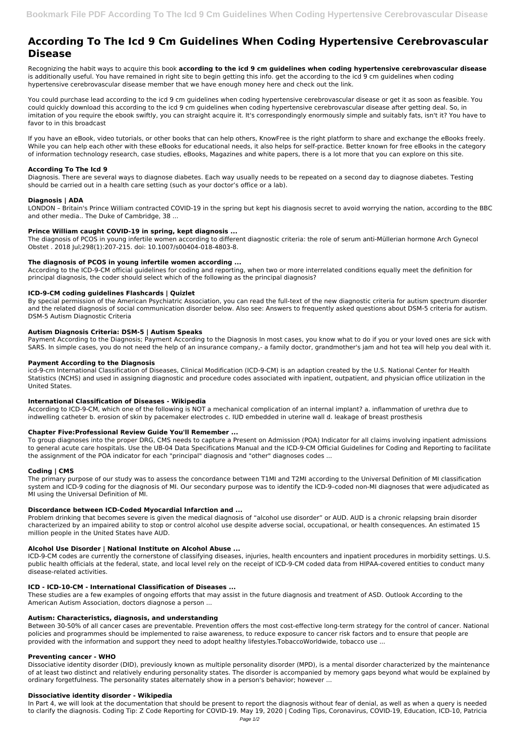# According To The Icd 9 Cm Guidelines When Coding Hypertensive Cerebrovascular Disease

Recognizing the habit ways to acquire this book **according to the icd 9 cm guidelines when coding hypertensive cerebrovascular disease** is additionally useful. You have remained in right site to begin getting this info. get the according to the icd 9 cm guidelines when coding hypertensive cerebrovascular disease member that we have enough money here and check out the link.

You could purchase lead according to the icd 9 cm guidelines when coding hypertensive cerebrovascular disease or get it as soon as feasible. You could quickly download this according to the icd 9 cm guidelines when coding hypertensive cerebrovascular disease after getting deal. So, in imitation of you require the ebook swiftly, you can straight acquire it. It's correspondingly enormously simple and suitably fats, isn't it? You have to favor to in this broadcast

If you have an eBook, video tutorials, or other books that can help others, KnowFree is the right platform to share and exchange the eBooks freely. While you can help each other with these eBooks for educational needs, it also helps for self-practice. Better known for free eBooks in the category of information technology research, case studies, eBooks, Magazines and white papers, there is a lot more that you can explore on this site.

### According To The Icd 9

Diagnosis. There are several ways to diagnose diabetes. Each way usually needs to be repeated on a second day to diagnose diabetes. Testing should be carried out in a health care setting (such as your doctor's office or a lab).

### Diagnosis | ADA

LONDON – Britain's Prince William contracted COVID-19 in the spring but kept his diagnosis secret to avoid worrying the nation, according to the BBC and other media.. The Duke of Cambridge, 38 ...

### Prince William caught COVID-19 in spring, kept diagnosis ...

The diagnosis of PCOS in young infertile women according to different diagnostic criteria: the role of serum anti-Müllerian hormone Arch Gynecol Obstet . 2018 Jul;298(1):207-215. doi: 10.1007/s00404-018-4803-8.

### The diagnosis of PCOS in young infertile women according ...

According to the ICD-9-CM official guidelines for coding and reporting, when two or more interrelated conditions equally meet the definition for principal diagnosis, the coder should select which of the following as the principal diagnosis?

### ICD-9-CM coding guidelines Flashcards | Quizlet

By special permission of the American Psychiatric Association, you can read the full-text of the new diagnostic criteria for autism spectrum disorder and the related diagnosis of social communication disorder below. Also see: Answers to frequently asked questions about DSM-5 criteria for autism. DSM-5 Autism Diagnostic Criteria

### Autism Diagnosis Criteria: DSM-5 | Autism Speaks

Payment According to the Diagnosis; Payment According to the Diagnosis In most cases, you know what to do if you or your loved ones are sick with SARS. In simple cases, you do not need the help of an insurance company,- a family doctor, grandmother's jam and hot tea will help you deal with it.

### Payment According to the Diagnosis

icd-9-cm International Classification of Diseases, Clinical Modification (ICD-9-CM) is an adaption created by the U.S. National Center for Health Statistics (NCHS) and used in assigning diagnostic and procedure codes associated with inpatient, outpatient, and physician office utilization in the United States.

### International Classification of Diseases - Wikipedia

According to ICD-9-CM, which one of the following is NOT a mechanical complication of an internal implant? a. inflammation of urethra due to indwelling catheter b. erosion of skin by pacemaker electrodes c. IUD embedded in uterine wall d. leakage of breast prosthesis

### Chapter Five:Professional Review Guide You'll Remember ...

To group diagnoses into the proper DRG, CMS needs to capture a Present on Admission (POA) Indicator for all claims involving inpatient admissions to general acute care hospitals. Use the UB-04 Data Specifications Manual and the ICD-9-CM Official Guidelines for Coding and Reporting to facilitate the assignment of the POA indicator for each "principal" diagnosis and "other" diagnoses codes ...

### Coding | CMS

The primary purpose of our study was to assess the concordance between T1MI and T2MI according to the Universal Definition of MI classification system and ICD-9 coding for the diagnosis of MI. Our secondary purpose was to identify the ICD-9–coded non-MI diagnoses that were adjudicated as MI using the Universal Definition of MI.

### Discordance between ICD-Coded Myocardial Infarction and ...

Problem drinking that becomes severe is given the medical diagnosis of "alcohol use disorder" or AUD. AUD is a chronic relapsing brain disorder characterized by an impaired ability to stop or control alcohol use despite adverse social, occupational, or health consequences. An estimated 15 million people in the United States have AUD.

### Alcohol Use Disorder | National Institute on Alcohol Abuse ...

ICD-9-CM codes are currently the cornerstone of classifying diseases, injuries, health encounters and inpatient procedures in morbidity settings. U.S. public health officials at the federal, state, and local level rely on the receipt of ICD-9-CM coded data from HIPAA-covered entities to conduct many disease-related activities.

### ICD - ICD-10-CM - International Classification of Diseases ...

These studies are a few examples of ongoing efforts that may assist in the future diagnosis and treatment of ASD. Outlook According to the American Autism Association, doctors diagnose a person ...

### Autism: Characteristics, diagnosis, and understanding

Between 30-50% of all cancer cases are preventable. Prevention offers the most cost-effective long-term strategy for the control of cancer. National policies and programmes should be implemented to raise awareness, to reduce exposure to cancer risk factors and to ensure that people are provided with the information and support they need to adopt healthy lifestyles.TobaccoWorldwide, tobacco use ...

### Preventing cancer - WHO

Dissociative identity disorder (DID), previously known as multiple personality disorder (MPD), is a mental disorder characterized by the maintenance of at least two distinct and relatively enduring personality states. The disorder is accompanied by memory gaps beyond what would be explained by ordinary forgetfulness. The personality states alternately show in a person's behavior; however ...

### Dissociative identity disorder - Wikipedia

In Part 4, we will look at the documentation that should be present to report the diagnosis without fear of denial, as well as when a query is needed to clarify the diagnosis. Coding Tip: Z Code Reporting for COVID-19. May 19, 2020 | Coding Tips, Coronavirus, COVID-19, Education, ICD-10, Patricia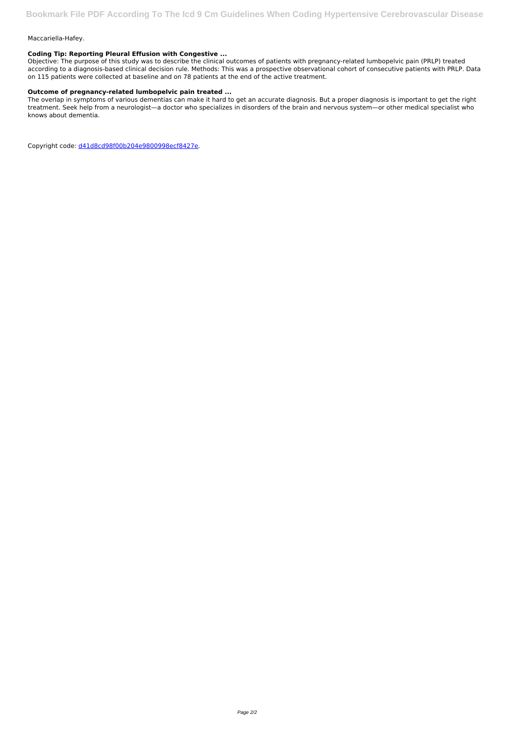Maccariella-Hafey.

**Coding Tip: Reporting Pleural Effusion with Congestive ...**

Objective: The purpose of this study was to describe the clinical outcomes of patients with pregnancy-related lumbopelvic pain (PRLP) treated according to a diagnosis-based clinical decision rule. Methods: This was a prospective observational cohort of consecutive patients with PRLP. Data on 115 patients were collected at baseline and on 78 patients at the end of the active treatment.

**Outcome of pregnancy-related lumbopelvic pain treated ...**

The overlap in symptoms of various dementias can make it hard to get an accurate diagnosis. But a proper diagnosis is important to get the right treatment. Seek help from a neurologist—a doctor who specializes in disorders of the brain and nervous system—or other medical specialist who knows about dementia.

Copyright code: d41d8cd98f00b204e9800998ecf8427e.